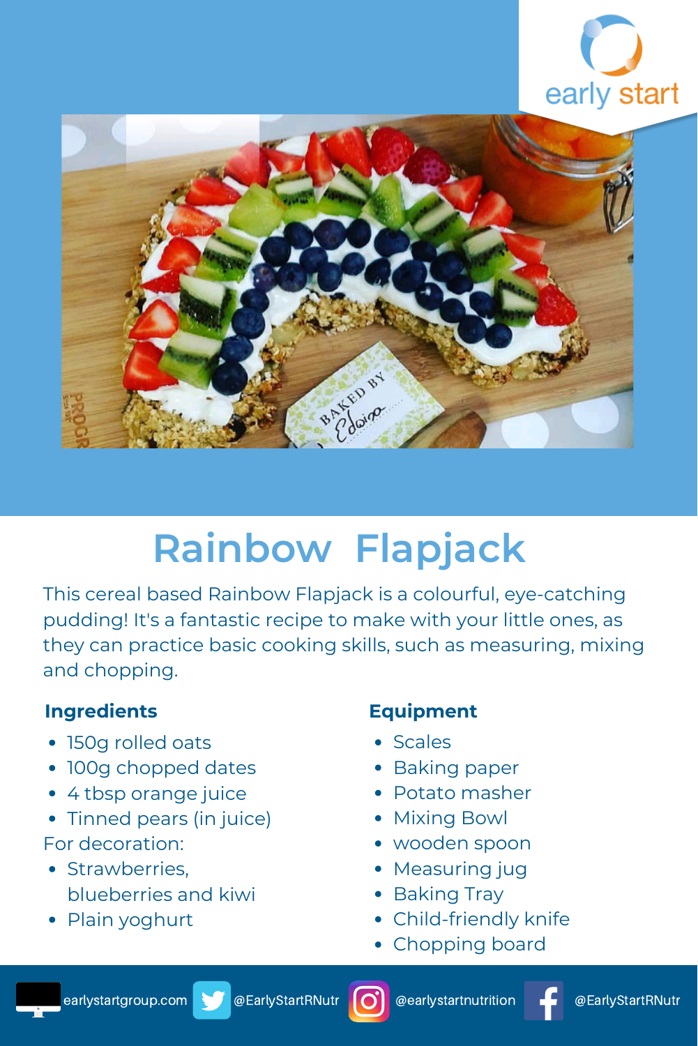# Rainbow Flapjack

This cereal based Rainbow Flapjack is a colourful, eye-catching pudding! It's a fantastic recipe to make with your little ones, as they can practice basic cooking skills, such as measuring, mixing and chopping.

## Ingredients

- 150g rolled oats
- 100g chopped dates
- 4 tbsp orange juice
- Tinned pears (in juice)

For decoration:

- Strawberries, blueberries and kiwi
- Plain yoghurt

## Equipment

- Scales
- Baking paper
- Potato masher
- Mixing Bowl
- wooden spoon
- Measuring jug
- Baking Tray
- Child-friendly knife
- Chopping board

earlystartgroup.com @EarlyStartRNutr @earlystartnutrition @EarlyStartRNutr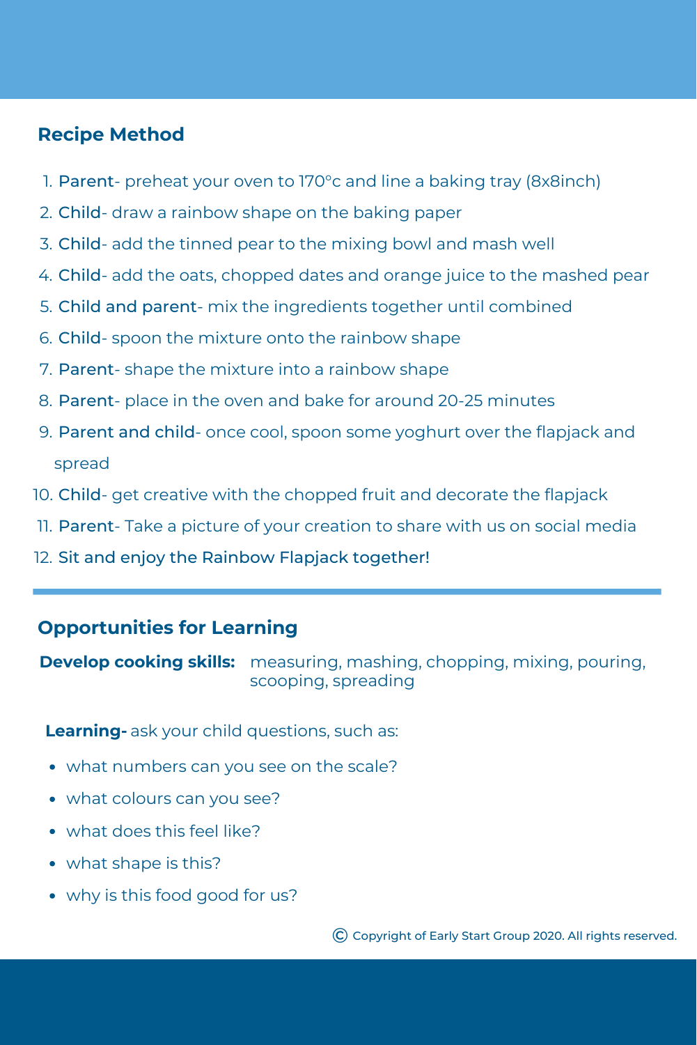## Recipe Method

1. **Parent**- preheat your oven to 170°c and line a baking tray (8x8inch)
2. **Child**- draw a rainbow shape on the baking paper
3. **Child**- add the tinned pear to the mixing bowl and mash well
4. **Child**- add the oats, chopped dates and orange juice to the mashed pear
5. **Child and parent**- mix the ingredients together until combined
6. **Child**- spoon the mixture onto the rainbow shape
7. **Parent**- shape the mixture into a rainbow shape
8. **Parent**- place in the oven and bake for around 20-25 minutes
9. **Parent and child**- once cool, spoon some yoghurt over the flapjack and spread
10. **Child**- get creative with the chopped fruit and decorate the flapjack
11. **Parent**- Take a picture of your creation to share with us on social media
12. **Sit and enjoy the Rainbow Flapjack together!**

---

## Opportunities for Learning

**Develop cooking skills:** measuring, mashing, chopping, mixing, pouring, scooping, spreading

**Learning-** ask your child questions, such as:

- what numbers can you see on the scale?
- what colours can you see?
- what does this feel like?
- what shape is this?
- why is this food good for us?

© Copyright of Early Start Group 2020. All rights reserved.